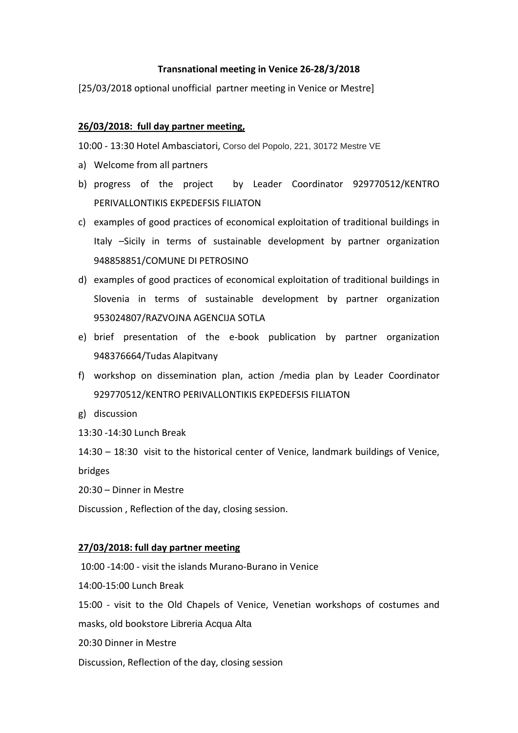**Transnational meeting in Venice 26-28/3/2018**

[25/03/2018 optional unofficial partner meeting in Venice or Mestre]

**26/03/2018: full day partner meeting,**

10:00 - 13:30 Hotel Ambasciatori, Corso del Popolo, 221, 30172 Mestre VE

a) Welcome from all partners
b) progress of the project by Leader Coordinator 929770512/KENTRO PERIVALLONTIKIS EKPEDEFSIS FILIATON
c) examples of good practices of economical exploitation of traditional buildings in Italy –Sicily in terms of sustainable development by partner organization 948858851/COMUNE DI PETROSINO
d) examples of good practices of economical exploitation of traditional buildings in Slovenia in terms of sustainable development by partner organization 953024807/RAZVOJNA AGENCIJA SOTLA
e) brief presentation of the e-book publication by partner organization 948376664/Tudas Alapitvany
f) workshop on dissemination plan, action /media plan by Leader Coordinator 929770512/KENTRO PERIVALLONTIKIS EKPEDEFSIS FILIATON
g) discussion

13:30 -14:30 Lunch Break

14:30 – 18:30 visit to the historical center of Venice, landmark buildings of Venice, bridges

20:30 – Dinner in Mestre

Discussion , Reflection of the day, closing session.

**27/03/2018: full day partner meeting**

10:00 -14:00 - visit the islands Murano-Burano in Venice

14:00-15:00 Lunch Break

15:00 - visit to the Old Chapels of Venice, Venetian workshops of costumes and masks, old bookstore Libreria Acqua Alta

20:30 Dinner in Mestre

Discussion, Reflection of the day, closing session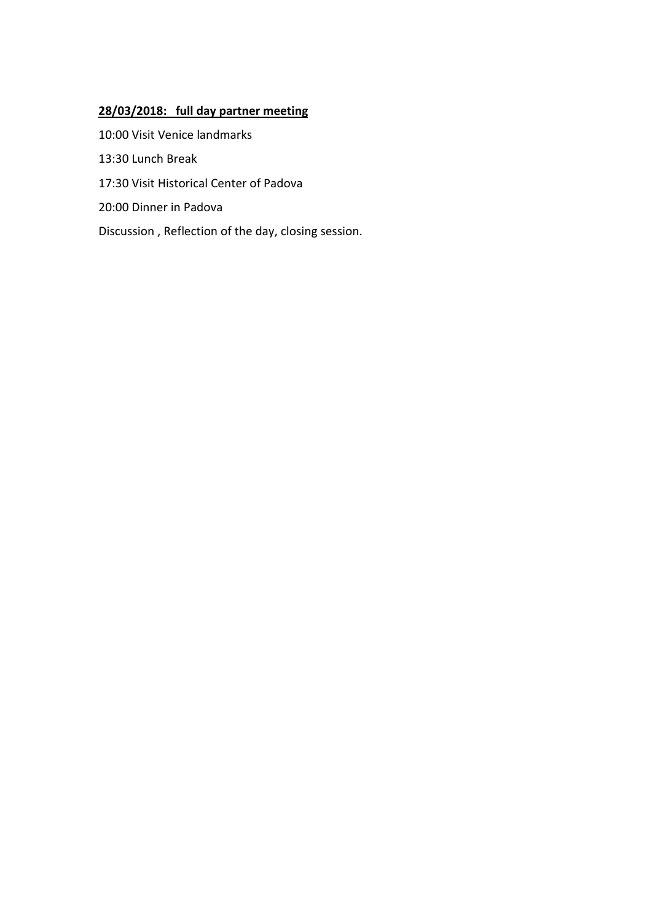**28/03/2018: full day partner meeting**

10:00 Visit Venice landmarks

13:30 Lunch Break

17:30 Visit Historical Center of Padova

20:00 Dinner in Padova

Discussion , Reflection of the day, closing session.